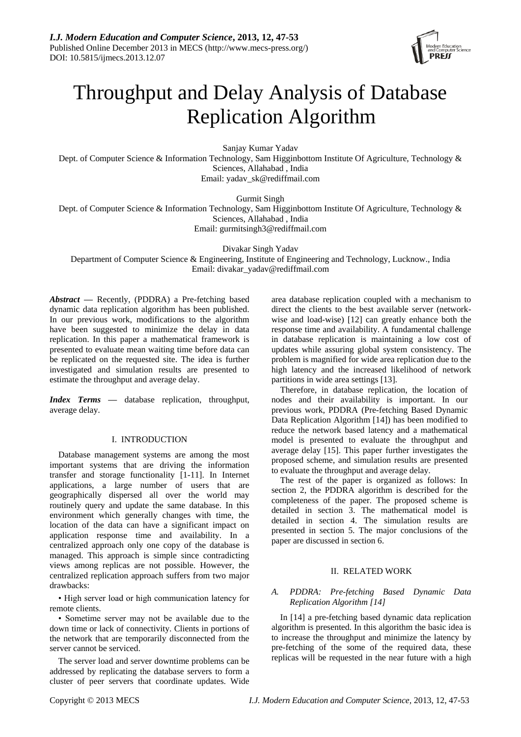# Throughput and Delay Analysis of Database Replication Algorithm

Sanjay Kumar Yadav
Dept. of Computer Science & Information Technology, Sam Higginbottom Institute Of Agriculture, Technology & Sciences, Allahabad , India
Email: yadav_sk@rediffmail.com

Gurmit Singh
Dept. of Computer Science & Information Technology, Sam Higginbottom Institute Of Agriculture, Technology & Sciences, Allahabad , India
Email: gurmitsingh3@rediffmail.com

Divakar Singh Yadav
Department of Computer Science & Engineering, Institute of Engineering and Technology, Lucknow., India
Email: divakar_yadav@rediffmail.com

***Abstract*** **—** Recently, (PDDRA) a Pre-fetching based dynamic data replication algorithm has been published. In our previous work, modifications to the algorithm have been suggested to minimize the delay in data replication. In this paper a mathematical framework is presented to evaluate mean waiting time before data can be replicated on the requested site. The idea is further investigated and simulation results are presented to estimate the throughput and average delay.

***Index Terms*** **—** database replication, throughput, average delay.

## I. INTRODUCTION

Database management systems are among the most important systems that are driving the information transfer and storage functionality [1-11]. In Internet applications, a large number of users that are geographically dispersed all over the world may routinely query and update the same database. In this environment which generally changes with time, the location of the data can have a significant impact on application response time and availability. In a centralized approach only one copy of the database is managed. This approach is simple since contradicting views among replicas are not possible. However, the centralized replication approach suffers from two major drawbacks:

• High server load or high communication latency for remote clients.

• Sometime server may not be available due to the down time or lack of connectivity. Clients in portions of the network that are temporarily disconnected from the server cannot be serviced.

The server load and server downtime problems can be addressed by replicating the database servers to form a cluster of peer servers that coordinate updates. Wide area database replication coupled with a mechanism to direct the clients to the best available server (network-wise and load-wise) [12] can greatly enhance both the response time and availability. A fundamental challenge in database replication is maintaining a low cost of updates while assuring global system consistency. The problem is magnified for wide area replication due to the high latency and the increased likelihood of network partitions in wide area settings [13].

Therefore, in database replication, the location of nodes and their availability is important. In our previous work, PDDRA (Pre-fetching Based Dynamic Data Replication Algorithm [14]) has been modified to reduce the network based latency and a mathematical model is presented to evaluate the throughput and average delay [15]. This paper further investigates the proposed scheme, and simulation results are presented to evaluate the throughput and average delay.

The rest of the paper is organized as follows: In section 2, the PDDRA algorithm is described for the completeness of the paper. The proposed scheme is detailed in section 3. The mathematical model is detailed in section 4. The simulation results are presented in section 5. The major conclusions of the paper are discussed in section 6.

## II. RELATED WORK

### *A. PDDRA: Pre-fetching Based Dynamic Data Replication Algorithm [14]*

In [14] a pre-fetching based dynamic data replication algorithm is presented. In this algorithm the basic idea is to increase the throughput and minimize the latency by pre-fetching of the some of the required data, these replicas will be requested in the near future with a high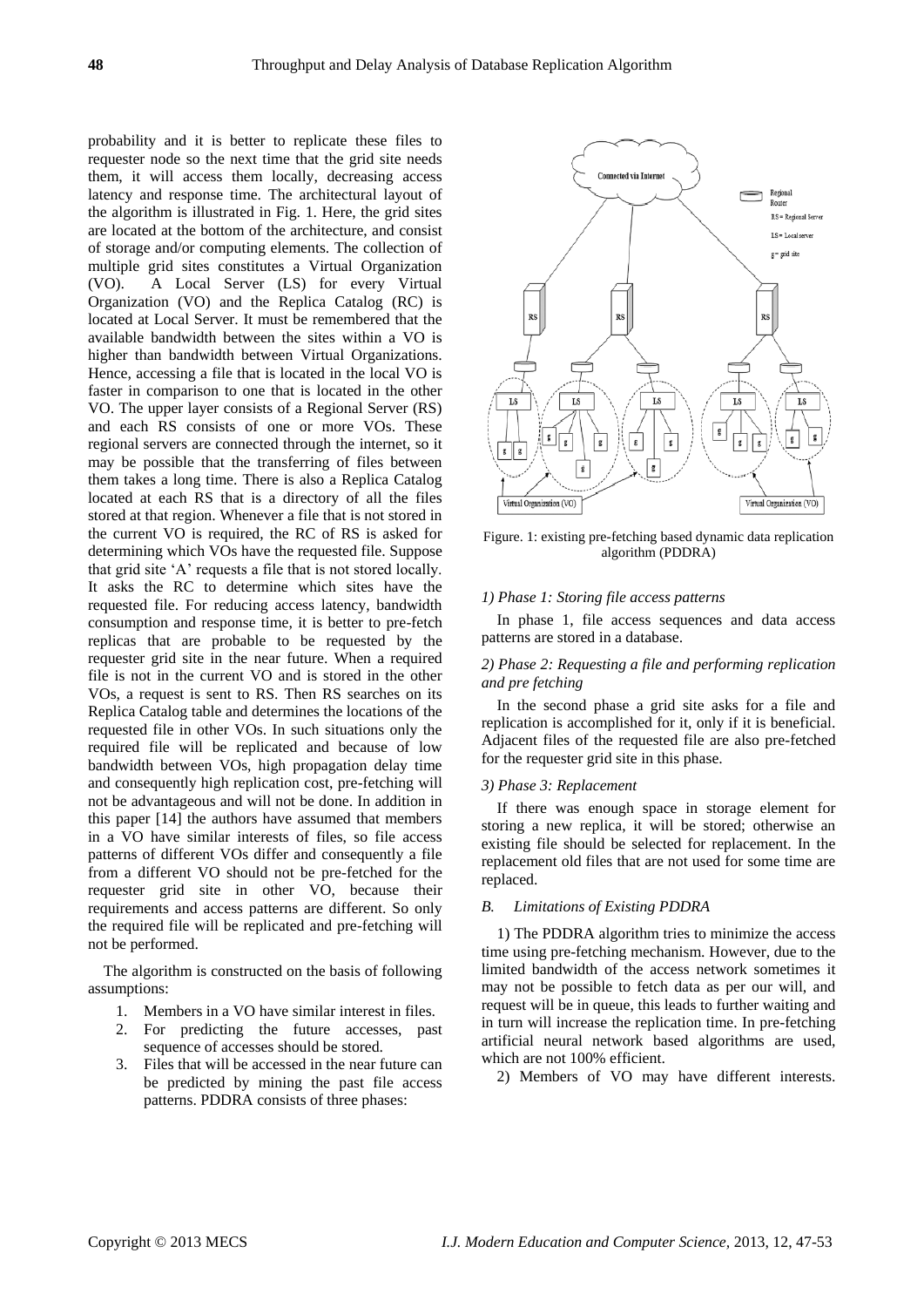probability and it is better to replicate these files to requester node so the next time that the grid site needs them, it will access them locally, decreasing access latency and response time. The architectural layout of the algorithm is illustrated in Fig. 1. Here, the grid sites are located at the bottom of the architecture, and consist of storage and/or computing elements. The collection of multiple grid sites constitutes a Virtual Organization (VO). A Local Server (LS) for every Virtual Organization (VO) and the Replica Catalog (RC) is located at Local Server. It must be remembered that the available bandwidth between the sites within a VO is higher than bandwidth between Virtual Organizations. Hence, accessing a file that is located in the local VO is faster in comparison to one that is located in the other VO. The upper layer consists of a Regional Server (RS) and each RS consists of one or more VOs. These regional servers are connected through the internet, so it may be possible that the transferring of files between them takes a long time. There is also a Replica Catalog located at each RS that is a directory of all the files stored at that region. Whenever a file that is not stored in the current VO is required, the RC of RS is asked for determining which VOs have the requested file. Suppose that grid site 'A' requests a file that is not stored locally. It asks the RC to determine which sites have the requested file. For reducing access latency, bandwidth consumption and response time, it is better to pre-fetch replicas that are probable to be requested by the requester grid site in the near future. When a required file is not in the current VO and is stored in the other VOs, a request is sent to RS. Then RS searches on its Replica Catalog table and determines the locations of the requested file in other VOs. In such situations only the required file will be replicated and because of low bandwidth between VOs, high propagation delay time and consequently high replication cost, pre-fetching will not be advantageous and will not be done. In addition in this paper [14] the authors have assumed that members in a VO have similar interests of files, so file access patterns of different VOs differ and consequently a file from a different VO should not be pre-fetched for the requester grid site in other VO, because their requirements and access patterns are different. So only the required file will be replicated and pre-fetching will not be performed.

The algorithm is constructed on the basis of following assumptions:

1. Members in a VO have similar interest in files.
2. For predicting the future accesses, past sequence of accesses should be stored.
3. Files that will be accessed in the near future can be predicted by mining the past file access patterns. PDDRA consists of three phases:

Figure. 1: existing pre-fetching based dynamic data replication algorithm (PDDRA)

*1) Phase 1: Storing file access patterns*

In phase 1, file access sequences and data access patterns are stored in a database.

*2) Phase 2: Requesting a file and performing replication and pre fetching*

In the second phase a grid site asks for a file and replication is accomplished for it, only if it is beneficial. Adjacent files of the requested file are also pre-fetched for the requester grid site in this phase.

*3) Phase 3: Replacement*

If there was enough space in storage element for storing a new replica, it will be stored; otherwise an existing file should be selected for replacement. In the replacement old files that are not used for some time are replaced.

### *B. Limitations of Existing PDDRA*

1) The PDDRA algorithm tries to minimize the access time using pre-fetching mechanism. However, due to the limited bandwidth of the access network sometimes it may not be possible to fetch data as per our will, and request will be in queue, this leads to further waiting and in turn will increase the replication time. In pre-fetching artificial neural network based algorithms are used, which are not 100% efficient.

2) Members of VO may have different interests.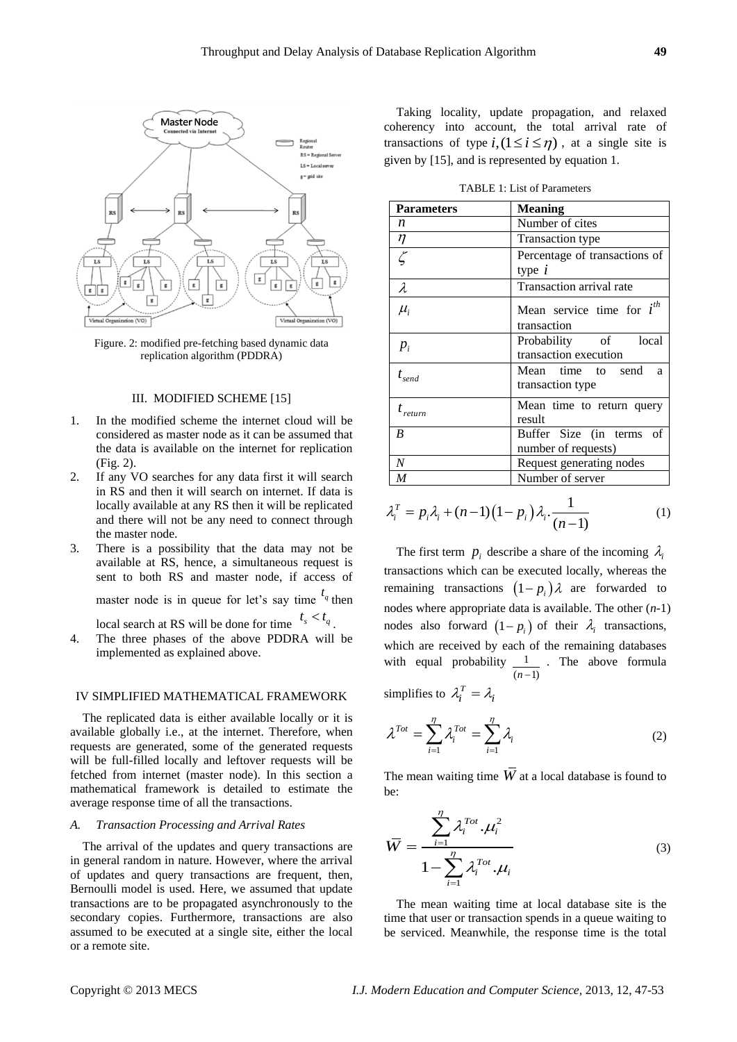Figure. 2: modified pre-fetching based dynamic data replication algorithm (PDDRA)

## III. MODIFIED SCHEME [15]

1. In the modified scheme the internet cloud will be considered as master node as it can be assumed that the data is available on the internet for replication (Fig. 2).
2. If any VO searches for any data first it will search in RS and then it will search on internet. If data is locally available at any RS then it will be replicated and there will not be any need to connect through the master node.
3. There is a possibility that the data may not be available at RS, hence, a simultaneous request is sent to both RS and master node, if access of master node is in queue for let's say time $t_q$ then local search at RS will be done for time $t_s < t_q$.
4. The three phases of the above PDDRA will be implemented as explained above.

## IV SIMPLIFIED MATHEMATICAL FRAMEWORK

The replicated data is either available locally or it is available globally i.e., at the internet. Therefore, when requests are generated, some of the generated requests will be full-filled locally and leftover requests will be fetched from internet (master node). In this section a mathematical framework is detailed to estimate the average response time of all the transactions.

### *A. Transaction Processing and Arrival Rates*

The arrival of the updates and query transactions are in general random in nature. However, where the arrival of updates and query transactions are frequent, then, Bernoulli model is used. Here, we assumed that update transactions are to be propagated asynchronously to the secondary copies. Furthermore, transactions are also assumed to be executed at a single site, either the local or a remote site.

Taking locality, update propagation, and relaxed coherency into account, the total arrival rate of transactions of type $i, (1 \le i \le \eta)$, at a single site is given by [15], and is represented by equation 1.

TABLE 1: List of Parameters

| Parameters | Meaning |
|---|---|
| $n$ | Number of cites |
| $\eta$ | Transaction type |
| $\zeta$ | Percentage of transactions of type $i$ |
| $\lambda$ | Transaction arrival rate |
| $\mu_i$ | Mean service time for $i^{th}$ transaction |
| $p_i$ | Probability of local transaction execution |
| $t_{send}$ | Mean time to send a transaction type |
| $t_{return}$ | Mean time to return query result |
| *B* | Buffer Size (in terms of number of requests) |
| *N* | Request generating nodes |
| *M* | Number of server |

$$\lambda_i^T = p_i \lambda_i + (n-1)(1-p_i)\lambda_i \cdot \frac{1}{(n-1)} \tag{1}$$

The first term $p_i$ describe a share of the incoming $\lambda_i$ transactions which can be executed locally, whereas the remaining transactions $(1-p_i)\lambda$ are forwarded to nodes where appropriate data is available. The other (*n*-1) nodes also forward $(1-p_i)$ of their $\lambda_i$ transactions, which are received by each of the remaining databases with equal probability $\frac{1}{(n-1)}$. The above formula simplifies to $\lambda_i^T = \lambda_i$

$$\lambda^{Tot} = \sum_{i=1}^{\eta} \lambda_i^{Tot} = \sum_{i=1}^{\eta} \lambda_i \tag{2}$$

The mean waiting time $\overline{W}$ at a local database is found to be:

$$\overline{W} = \frac{\sum_{i=1}^{\eta} \lambda_i^{Tot} . \mu_i^2}{1 - \sum_{i=1}^{\eta} \lambda_i^{Tot} . \mu_i} \tag{3}$$

The mean waiting time at local database site is the time that user or transaction spends in a queue waiting to be serviced. Meanwhile, the response time is the total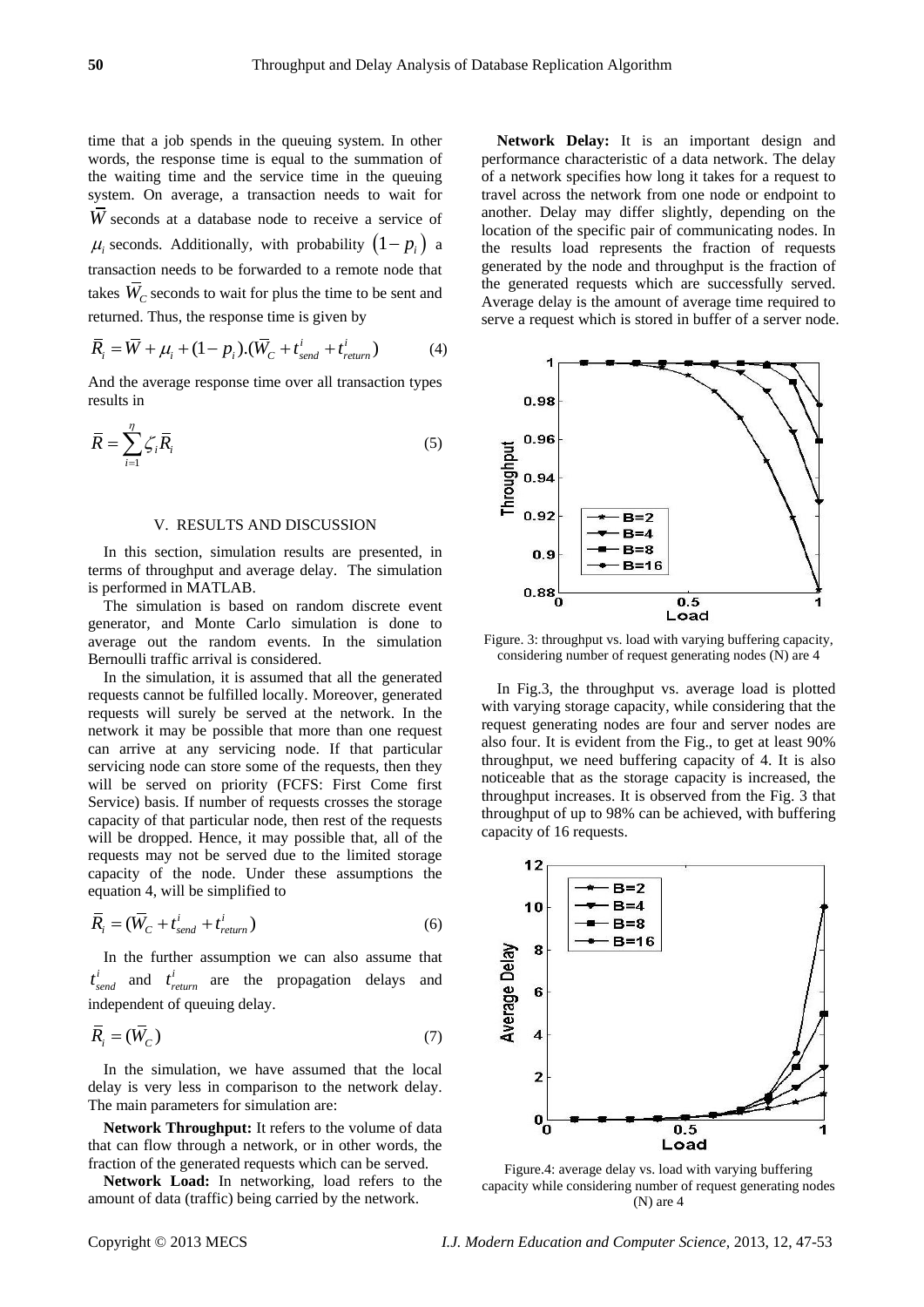time that a job spends in the queuing system. In other words, the response time is equal to the summation of the waiting time and the service time in the queuing system. On average, a transaction needs to wait for $\overline{W}$ seconds at a database node to receive a service of $\mu_i$ seconds. Additionally, with probability $(1-p_i)$ a transaction needs to be forwarded to a remote node that takes $\overline{W}_C$ seconds to wait for plus the time to be sent and returned. Thus, the response time is given by

$$\overline{R}_i = \overline{W} + \mu_i + (1-p_i).(\overline{W}_C + t^i_{send} + t^i_{return}) \qquad (4)$$

And the average response time over all transaction types results in

$$\overline{R} = \sum_{i=1}^{\eta} \zeta_i \overline{R}_i \qquad (5)$$

## V. RESULTS AND DISCUSSION

In this section, simulation results are presented, in terms of throughput and average delay. The simulation is performed in MATLAB.

The simulation is based on random discrete event generator, and Monte Carlo simulation is done to average out the random events. In the simulation Bernoulli traffic arrival is considered.

In the simulation, it is assumed that all the generated requests cannot be fulfilled locally. Moreover, generated requests will surely be served at the network. In the network it may be possible that more than one request can arrive at any servicing node. If that particular servicing node can store some of the requests, then they will be served on priority (FCFS: First Come first Service) basis. If number of requests crosses the storage capacity of that particular node, then rest of the requests will be dropped. Hence, it may possible that, all of the requests may not be served due to the limited storage capacity of the node. Under these assumptions the equation 4, will be simplified to

$$\overline{R}_i = (\overline{W}_C + t^i_{send} + t^i_{return}) \qquad (6)$$

In the further assumption we can also assume that $t^i_{send}$ and $t^i_{return}$ are the propagation delays and independent of queuing delay.

$$\overline{R}_i = (\overline{W}_C) \qquad (7)$$

In the simulation, we have assumed that the local delay is very less in comparison to the network delay. The main parameters for simulation are:

**Network Throughput:** It refers to the volume of data that can flow through a network, or in other words, the fraction of the generated requests which can be served.

**Network Load:** In networking, load refers to the amount of data (traffic) being carried by the network.

**Network Delay:** It is an important design and performance characteristic of a data network. The delay of a network specifies how long it takes for a request to travel across the network from one node or endpoint to another. Delay may differ slightly, depending on the location of the specific pair of communicating nodes. In the results load represents the fraction of requests generated by the node and throughput is the fraction of the generated requests which are successfully served. Average delay is the amount of average time required to serve a request which is stored in buffer of a server node.

Figure. 3: throughput vs. load with varying buffering capacity, considering number of request generating nodes (N) are 4

In Fig.3, the throughput vs. average load is plotted with varying storage capacity, while considering that the request generating nodes are four and server nodes are also four. It is evident from the Fig., to get at least 90% throughput, we need buffering capacity of 4. It is also noticeable that as the storage capacity is increased, the throughput increases. It is observed from the Fig. 3 that throughput of up to 98% can be achieved, with buffering capacity of 16 requests.

Figure.4: average delay vs. load with varying buffering capacity while considering number of request generating nodes (N) are 4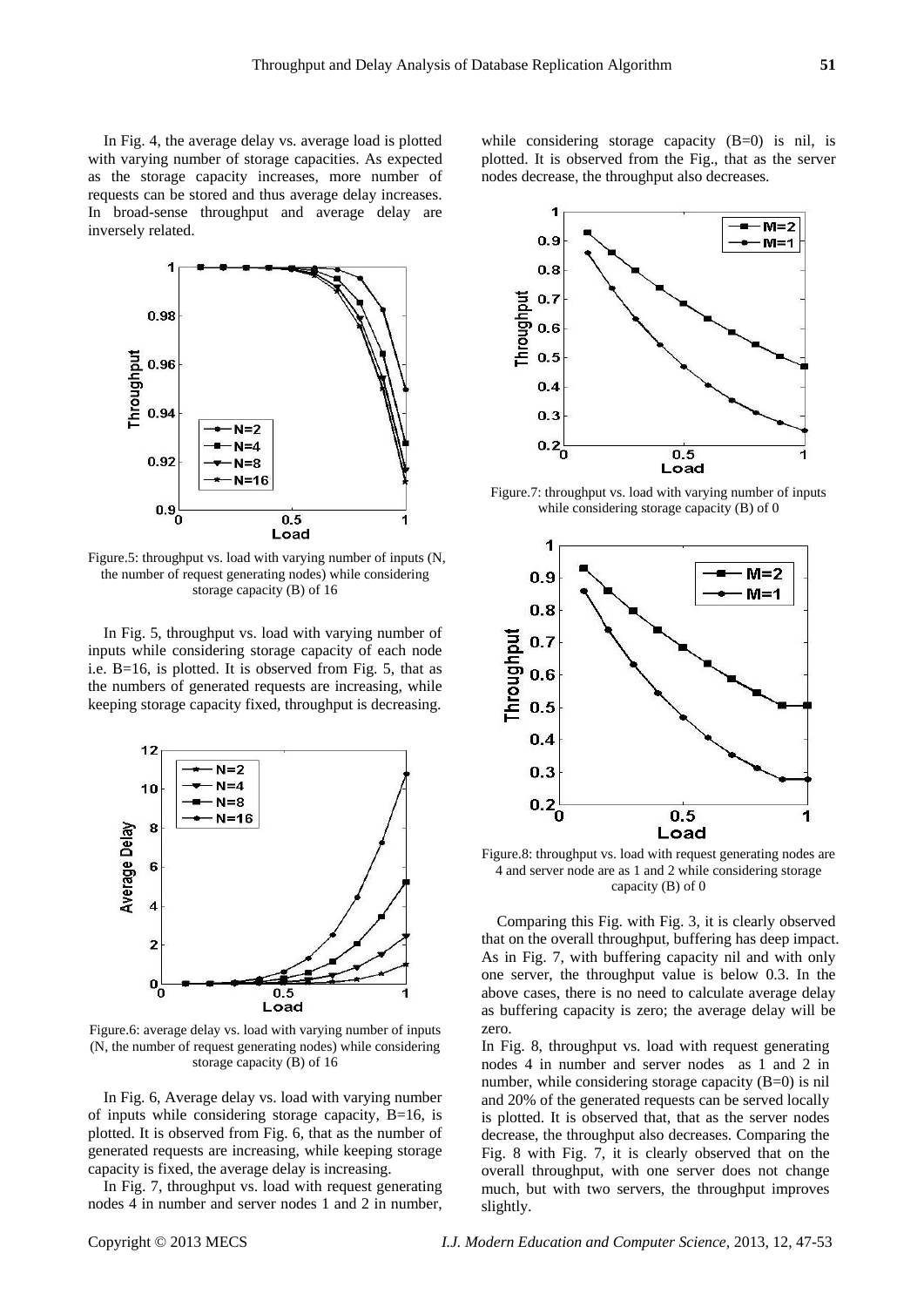In Fig. 4, the average delay vs. average load is plotted with varying number of storage capacities. As expected as the storage capacity increases, more number of requests can be stored and thus average delay increases. In broad-sense throughput and average delay are inversely related.

Figure.5: throughput vs. load with varying number of inputs (N, the number of request generating nodes) while considering storage capacity (B) of 16

In Fig. 5, throughput vs. load with varying number of inputs while considering storage capacity of each node i.e. B=16, is plotted. It is observed from Fig. 5, that as the numbers of generated requests are increasing, while keeping storage capacity fixed, throughput is decreasing.

Figure.6: average delay vs. load with varying number of inputs (N, the number of request generating nodes) while considering storage capacity (B) of 16

In Fig. 6, Average delay vs. load with varying number of inputs while considering storage capacity, B=16, is plotted. It is observed from Fig. 6, that as the number of generated requests are increasing, while keeping storage capacity is fixed, the average delay is increasing.

In Fig. 7, throughput vs. load with request generating nodes 4 in number and server nodes 1 and 2 in number, while considering storage capacity (B=0) is nil, is plotted. It is observed from the Fig., that as the server nodes decrease, the throughput also decreases.

Figure.7: throughput vs. load with varying number of inputs while considering storage capacity (B) of 0

Figure.8: throughput vs. load with request generating nodes are 4 and server node are as 1 and 2 while considering storage capacity (B) of 0

Comparing this Fig. with Fig. 3, it is clearly observed that on the overall throughput, buffering has deep impact. As in Fig. 7, with buffering capacity nil and with only one server, the throughput value is below 0.3. In the above cases, there is no need to calculate average delay as buffering capacity is zero; the average delay will be zero.

In Fig. 8, throughput vs. load with request generating nodes 4 in number and server nodes as 1 and 2 in number, while considering storage capacity (B=0) is nil and 20% of the generated requests can be served locally is plotted. It is observed that, that as the server nodes decrease, the throughput also decreases. Comparing the Fig. 8 with Fig. 7, it is clearly observed that on the overall throughput, with one server does not change much, but with two servers, the throughput improves slightly.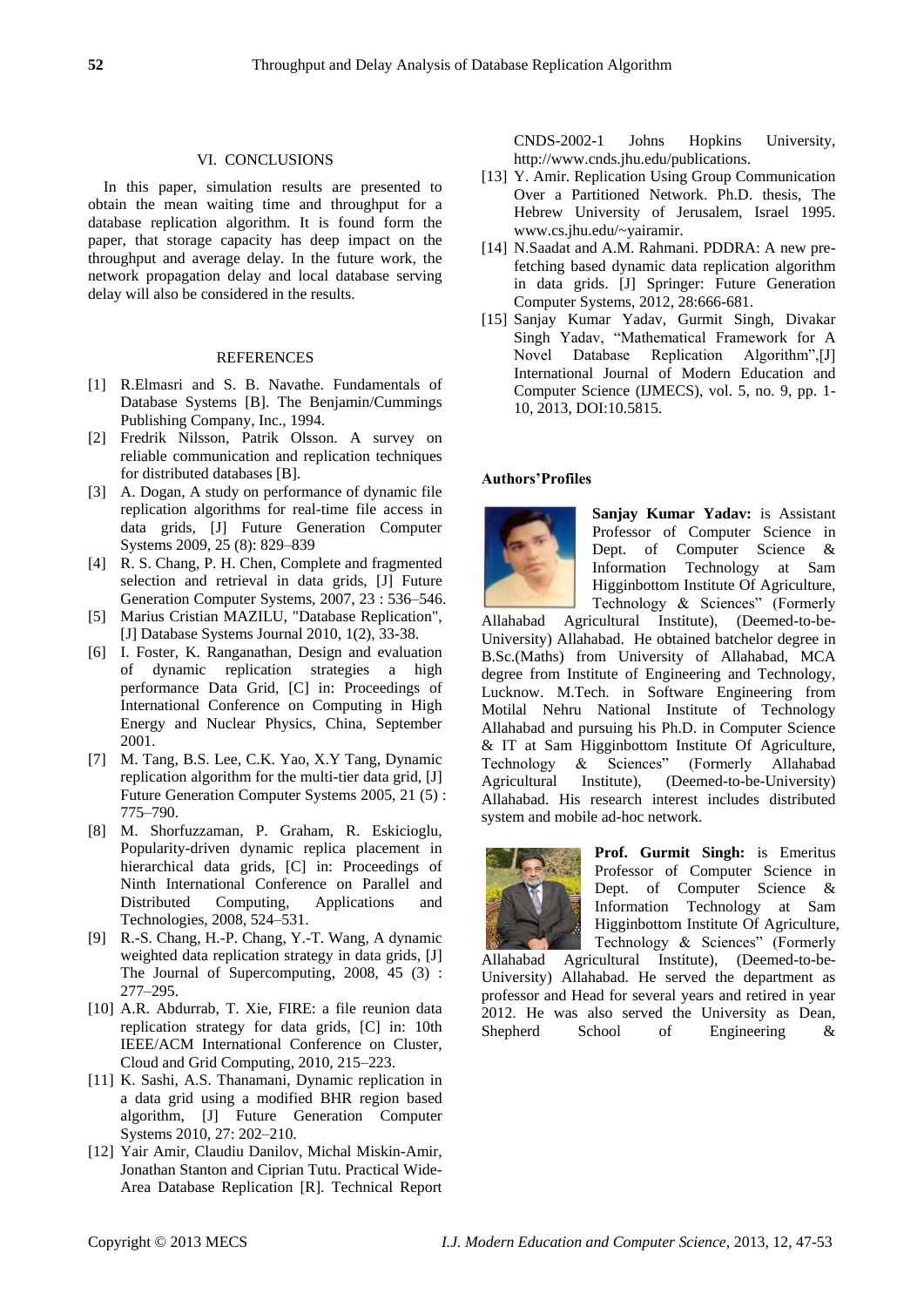## VI. CONCLUSIONS

In this paper, simulation results are presented to obtain the mean waiting time and throughput for a database replication algorithm. It is found form the paper, that storage capacity has deep impact on the throughput and average delay. In the future work, the network propagation delay and local database serving delay will also be considered in the results.

## REFERENCES

[1] R.Elmasri and S. B. Navathe. Fundamentals of Database Systems [B]. The Benjamin/Cummings Publishing Company, Inc., 1994.

[2] Fredrik Nilsson, Patrik Olsson. A survey on reliable communication and replication techniques for distributed databases [B].

[3] A. Dogan, A study on performance of dynamic file replication algorithms for real-time file access in data grids, [J] Future Generation Computer Systems 2009, 25 (8): 829–839

[4] R. S. Chang, P. H. Chen, Complete and fragmented selection and retrieval in data grids, [J] Future Generation Computer Systems, 2007, 23 : 536–546.

[5] Marius Cristian MAZILU, "Database Replication", [J] Database Systems Journal 2010, 1(2), 33-38.

[6] I. Foster, K. Ranganathan, Design and evaluation of dynamic replication strategies a high performance Data Grid, [C] in: Proceedings of International Conference on Computing in High Energy and Nuclear Physics, China, September 2001.

[7] M. Tang, B.S. Lee, C.K. Yao, X.Y Tang, Dynamic replication algorithm for the multi-tier data grid, [J] Future Generation Computer Systems 2005, 21 (5) : 775–790.

[8] M. Shorfuzzaman, P. Graham, R. Eskicioglu, Popularity-driven dynamic replica placement in hierarchical data grids, [C] in: Proceedings of Ninth International Conference on Parallel and Distributed Computing, Applications and Technologies, 2008, 524–531.

[9] R.-S. Chang, H.-P. Chang, Y.-T. Wang, A dynamic weighted data replication strategy in data grids, [J] The Journal of Supercomputing, 2008, 45 (3) : 277–295.

[10] A.R. Abdurrab, T. Xie, FIRE: a file reunion data replication strategy for data grids, [C] in: 10th IEEE/ACM International Conference on Cluster, Cloud and Grid Computing, 2010, 215–223.

[11] K. Sashi, A.S. Thanamani, Dynamic replication in a data grid using a modified BHR region based algorithm, [J] Future Generation Computer Systems 2010, 27: 202–210.

[12] Yair Amir, Claudiu Danilov, Michal Miskin-Amir, Jonathan Stanton and Ciprian Tutu. Practical Wide-Area Database Replication [R]. Technical Report CNDS-2002-1 Johns Hopkins University, http://www.cnds.jhu.edu/publications.

[13] Y. Amir. Replication Using Group Communication Over a Partitioned Network. Ph.D. thesis, The Hebrew University of Jerusalem, Israel 1995. www.cs.jhu.edu/~yairamir.

[14] N.Saadat and A.M. Rahmani. PDDRA: A new pre-fetching based dynamic data replication algorithm in data grids. [J] Springer: Future Generation Computer Systems, 2012, 28:666-681.

[15] Sanjay Kumar Yadav, Gurmit Singh, Divakar Singh Yadav, "Mathematical Framework for A Novel Database Replication Algorithm",[J] International Journal of Modern Education and Computer Science (IJMECS), vol. 5, no. 9, pp. 1-10, 2013, DOI:10.5815.

### Authors' Profiles

**Sanjay Kumar Yadav:** is Assistant Professor of Computer Science in Dept. of Computer Science & Information Technology at Sam Higginbottom Institute Of Agriculture, Technology & Sciences" (Formerly Allahabad Agricultural Institute), (Deemed-to-be-University) Allahabad. He obtained batchelor degree in B.Sc.(Maths) from University of Allahabad, MCA degree from Institute of Engineering and Technology, Lucknow. M.Tech. in Software Engineering from Motilal Nehru National Institute of Technology Allahabad and pursuing his Ph.D. in Computer Science & IT at Sam Higginbottom Institute Of Agriculture, Technology & Sciences" (Formerly Allahabad Agricultural Institute), (Deemed-to-be-University) Allahabad. His research interest includes distributed system and mobile ad-hoc network.

**Prof. Gurmit Singh:** is Emeritus Professor of Computer Science in Dept. of Computer Science & Information Technology at Sam Higginbottom Institute Of Agriculture, Technology & Sciences" (Formerly Allahabad Agricultural Institute), (Deemed-to-be-University) Allahabad. He served the department as professor and Head for several years and retired in year 2012. He was also served the University as Dean, Shepherd School of Engineering &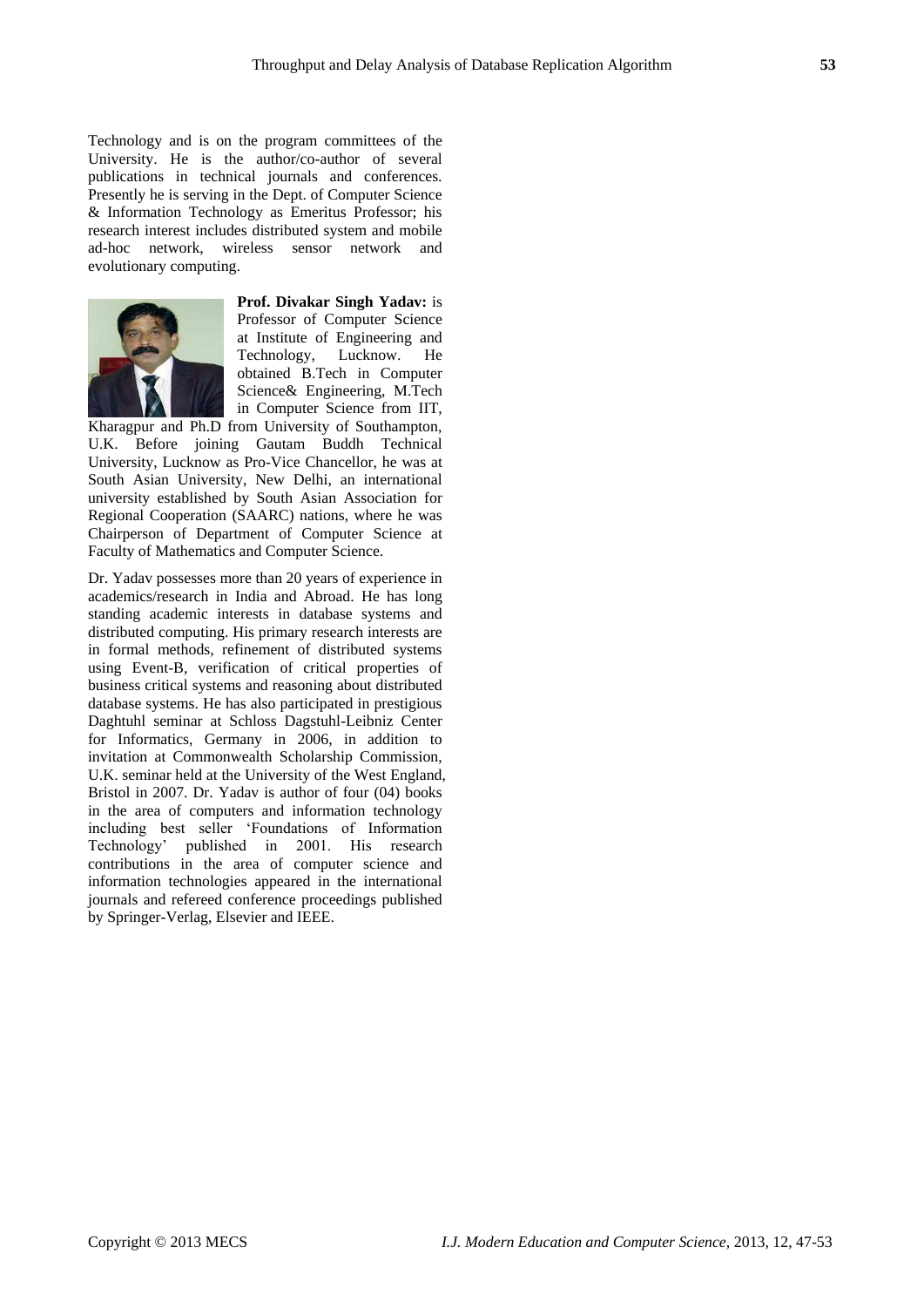Technology and is on the program committees of the University. He is the author/co-author of several publications in technical journals and conferences. Presently he is serving in the Dept. of Computer Science & Information Technology as Emeritus Professor; his research interest includes distributed system and mobile ad-hoc network, wireless sensor network and evolutionary computing.

**Prof. Divakar Singh Yadav:** is Professor of Computer Science at Institute of Engineering and Technology, Lucknow. He obtained B.Tech in Computer Science& Engineering, M.Tech in Computer Science from IIT, Kharagpur and Ph.D from University of Southampton, U.K. Before joining Gautam Buddh Technical University, Lucknow as Pro-Vice Chancellor, he was at South Asian University, New Delhi, an international university established by South Asian Association for Regional Cooperation (SAARC) nations, where he was Chairperson of Department of Computer Science at Faculty of Mathematics and Computer Science.

Dr. Yadav possesses more than 20 years of experience in academics/research in India and Abroad. He has long standing academic interests in database systems and distributed computing. His primary research interests are in formal methods, refinement of distributed systems using Event-B, verification of critical properties of business critical systems and reasoning about distributed database systems. He has also participated in prestigious Daghtuhl seminar at Schloss Dagstuhl-Leibniz Center for Informatics, Germany in 2006, in addition to invitation at Commonwealth Scholarship Commission, U.K. seminar held at the University of the West England, Bristol in 2007. Dr. Yadav is author of four (04) books in the area of computers and information technology including best seller 'Foundations of Information Technology' published in 2001. His research contributions in the area of computer science and information technologies appeared in the international journals and refereed conference proceedings published by Springer-Verlag, Elsevier and IEEE.